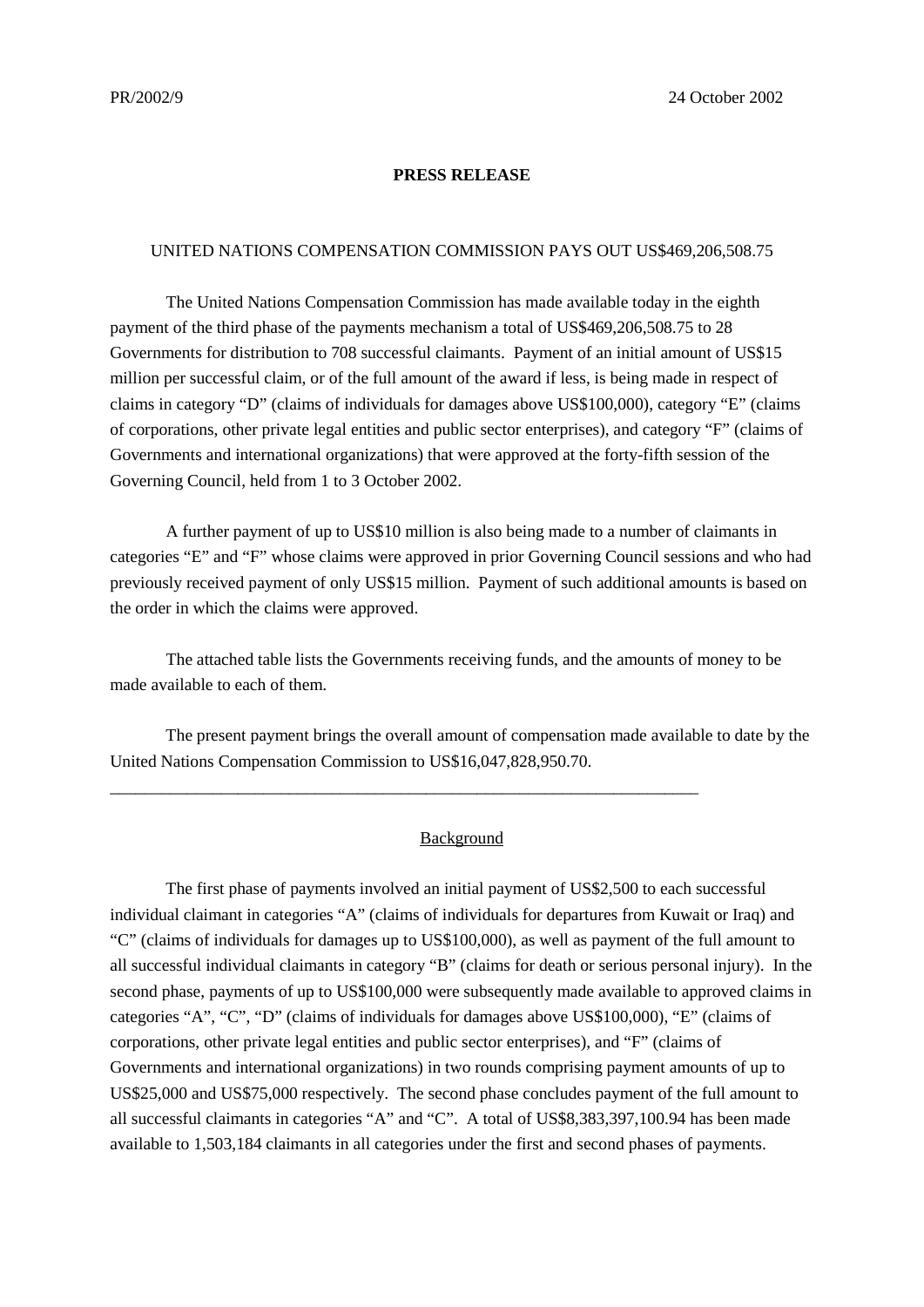PR/2002/9 24 October 2002

**PRESS RELEASE**

UNITED NATIONS COMPENSATION COMMISSION PAYS OUT US$469,206,508.75

The United Nations Compensation Commission has made available today in the eighth payment of the third phase of the payments mechanism a total of US$469,206,508.75 to 28 Governments for distribution to 708 successful claimants. Payment of an initial amount of US$15 million per successful claim, or of the full amount of the award if less, is being made in respect of claims in category "D" (claims of individuals for damages above US$100,000), category "E" (claims of corporations, other private legal entities and public sector enterprises), and category "F" (claims of Governments and international organizations) that were approved at the forty-fifth session of the Governing Council, held from 1 to 3 October 2002.

A further payment of up to US$10 million is also being made to a number of claimants in categories "E" and "F" whose claims were approved in prior Governing Council sessions and who had previously received payment of only US$15 million. Payment of such additional amounts is based on the order in which the claims were approved.

The attached table lists the Governments receiving funds, and the amounts of money to be made available to each of them.

The present payment brings the overall amount of compensation made available to date by the United Nations Compensation Commission to US$16,047,828,950.70.

---

Background

The first phase of payments involved an initial payment of US$2,500 to each successful individual claimant in categories "A" (claims of individuals for departures from Kuwait or Iraq) and "C" (claims of individuals for damages up to US$100,000), as well as payment of the full amount to all successful individual claimants in category "B" (claims for death or serious personal injury). In the second phase, payments of up to US$100,000 were subsequently made available to approved claims in categories "A", "C", "D" (claims of individuals for damages above US$100,000), "E" (claims of corporations, other private legal entities and public sector enterprises), and "F" (claims of Governments and international organizations) in two rounds comprising payment amounts of up to US$25,000 and US$75,000 respectively. The second phase concludes payment of the full amount to all successful claimants in categories "A" and "C". A total of US$8,383,397,100.94 has been made available to 1,503,184 claimants in all categories under the first and second phases of payments.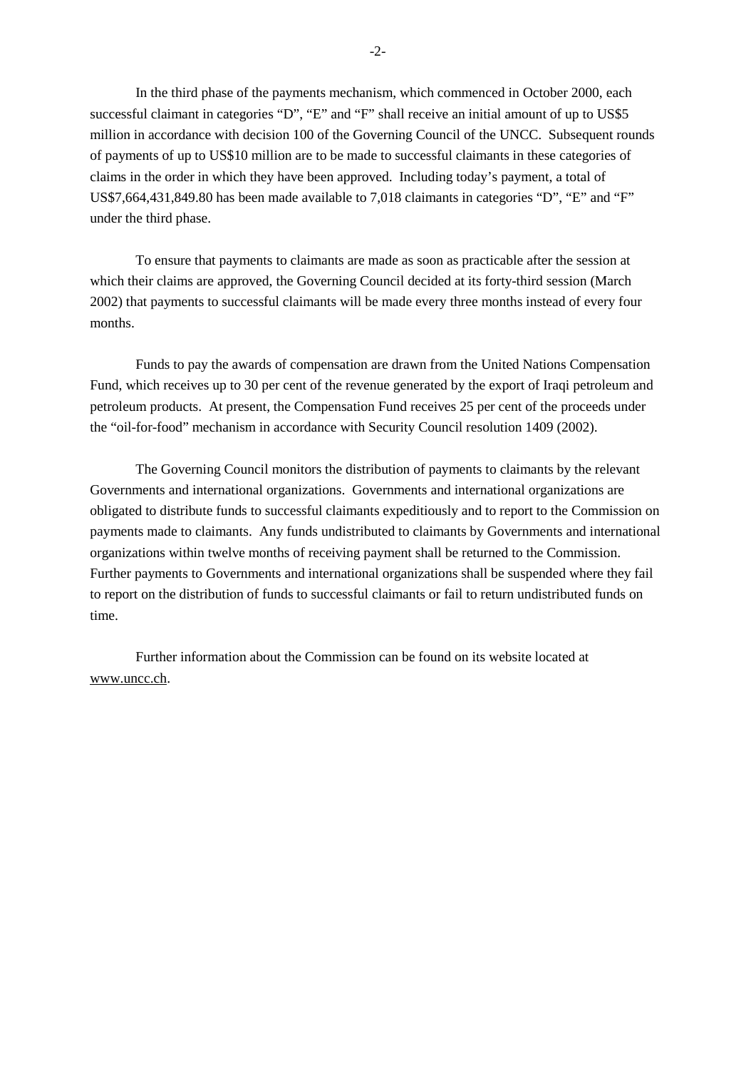In the third phase of the payments mechanism, which commenced in October 2000, each successful claimant in categories "D", "E" and "F" shall receive an initial amount of up to US$5 million in accordance with decision 100 of the Governing Council of the UNCC. Subsequent rounds of payments of up to US$10 million are to be made to successful claimants in these categories of claims in the order in which they have been approved. Including today's payment, a total of US$7,664,431,849.80 has been made available to 7,018 claimants in categories "D", "E" and "F" under the third phase.

To ensure that payments to claimants are made as soon as practicable after the session at which their claims are approved, the Governing Council decided at its forty-third session (March 2002) that payments to successful claimants will be made every three months instead of every four months.

Funds to pay the awards of compensation are drawn from the United Nations Compensation Fund, which receives up to 30 per cent of the revenue generated by the export of Iraqi petroleum and petroleum products. At present, the Compensation Fund receives 25 per cent of the proceeds under the "oil-for-food" mechanism in accordance with Security Council resolution 1409 (2002).

The Governing Council monitors the distribution of payments to claimants by the relevant Governments and international organizations. Governments and international organizations are obligated to distribute funds to successful claimants expeditiously and to report to the Commission on payments made to claimants. Any funds undistributed to claimants by Governments and international organizations within twelve months of receiving payment shall be returned to the Commission. Further payments to Governments and international organizations shall be suspended where they fail to report on the distribution of funds to successful claimants or fail to return undistributed funds on time.

Further information about the Commission can be found on its website located at www.uncc.ch.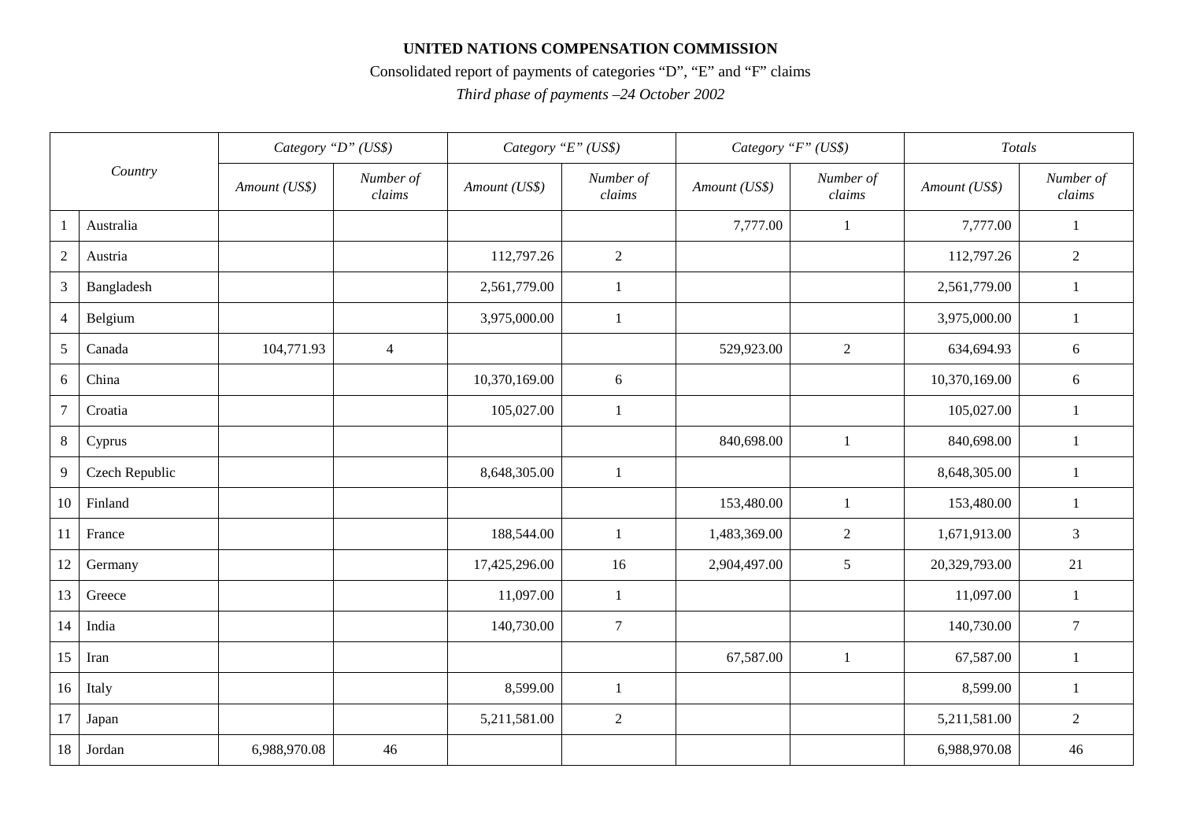**UNITED NATIONS COMPENSATION COMMISSION**

Consolidated report of payments of categories "D", "E" and "F" claims

*Third phase of payments –24 October 2002*

| | Country | *Category "D" (US$)* | | *Category "E" (US$)* | | *Category "F" (US$)* | | *Totals* | |
|---|---|---|---|---|---|---|---|---|---|
| | | *Amount (US$)* | *Number of claims* | *Amount (US$)* | *Number of claims* | *Amount (US$)* | *Number of claims* | *Amount (US$)* | *Number of claims* |
| 1 | Australia | | | | | 7,777.00 | 1 | 7,777.00 | 1 |
| 2 | Austria | | | 112,797.26 | 2 | | | 112,797.26 | 2 |
| 3 | Bangladesh | | | 2,561,779.00 | 1 | | | 2,561,779.00 | 1 |
| 4 | Belgium | | | 3,975,000.00 | 1 | | | 3,975,000.00 | 1 |
| 5 | Canada | 104,771.93 | 4 | | | 529,923.00 | 2 | 634,694.93 | 6 |
| 6 | China | | | 10,370,169.00 | 6 | | | 10,370,169.00 | 6 |
| 7 | Croatia | | | 105,027.00 | 1 | | | 105,027.00 | 1 |
| 8 | Cyprus | | | | | 840,698.00 | 1 | 840,698.00 | 1 |
| 9 | Czech Republic | | | 8,648,305.00 | 1 | | | 8,648,305.00 | 1 |
| 10 | Finland | | | | | 153,480.00 | 1 | 153,480.00 | 1 |
| 11 | France | | | 188,544.00 | 1 | 1,483,369.00 | 2 | 1,671,913.00 | 3 |
| 12 | Germany | | | 17,425,296.00 | 16 | 2,904,497.00 | 5 | 20,329,793.00 | 21 |
| 13 | Greece | | | 11,097.00 | 1 | | | 11,097.00 | 1 |
| 14 | India | | | 140,730.00 | 7 | | | 140,730.00 | 7 |
| 15 | Iran | | | | | 67,587.00 | 1 | 67,587.00 | 1 |
| 16 | Italy | | | 8,599.00 | 1 | | | 8,599.00 | 1 |
| 17 | Japan | | | 5,211,581.00 | 2 | | | 5,211,581.00 | 2 |
| 18 | Jordan | 6,988,970.08 | 46 | | | | | 6,988,970.08 | 46 |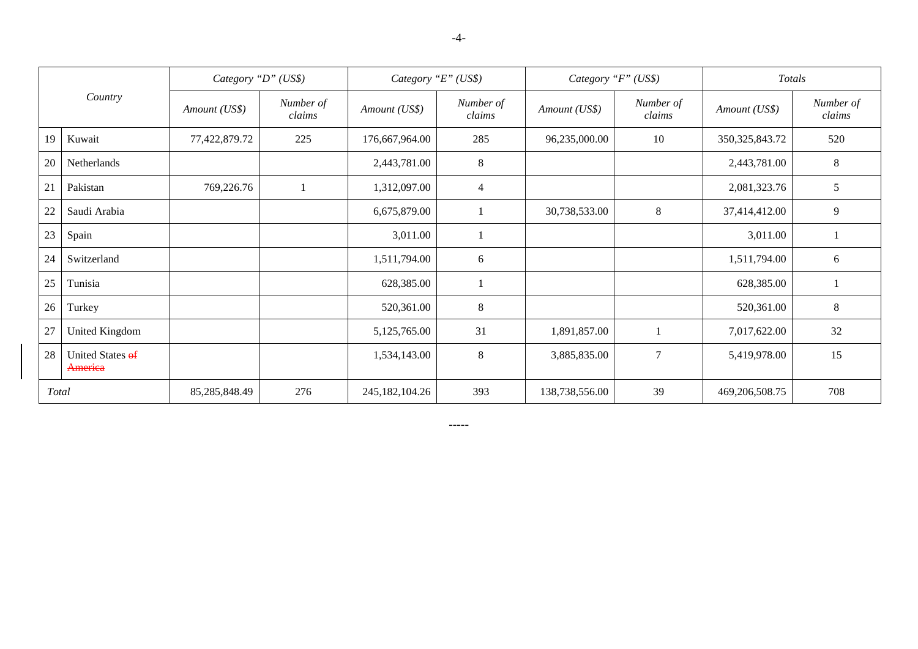| Country | | Category "D" (US$) | | Category "E" (US$) | | Category "F" (US$) | | Totals | |
|---|---|---|---|---|---|---|---|---|---|
| | | Amount (US$) | Number of claims | Amount (US$) | Number of claims | Amount (US$) | Number of claims | Amount (US$) | Number of claims |
| 19 | Kuwait | 77,422,879.72 | 225 | 176,667,964.00 | 285 | 96,235,000.00 | 10 | 350,325,843.72 | 520 |
| 20 | Netherlands | | | 2,443,781.00 | 8 | | | 2,443,781.00 | 8 |
| 21 | Pakistan | 769,226.76 | 1 | 1,312,097.00 | 4 | | | 2,081,323.76 | 5 |
| 22 | Saudi Arabia | | | 6,675,879.00 | 1 | 30,738,533.00 | 8 | 37,414,412.00 | 9 |
| 23 | Spain | | | 3,011.00 | 1 | | | 3,011.00 | 1 |
| 24 | Switzerland | | | 1,511,794.00 | 6 | | | 1,511,794.00 | 6 |
| 25 | Tunisia | | | 628,385.00 | 1 | | | 628,385.00 | 1 |
| 26 | Turkey | | | 520,361.00 | 8 | | | 520,361.00 | 8 |
| 27 | United Kingdom | | | 5,125,765.00 | 31 | 1,891,857.00 | 1 | 7,017,622.00 | 32 |
| 28 | United States ~~of America~~ | | | 1,534,143.00 | 8 | 3,885,835.00 | 7 | 5,419,978.00 | 15 |
| Total | | 85,285,848.49 | 276 | 245,182,104.26 | 393 | 138,738,556.00 | 39 | 469,206,508.75 | 708 |

-----